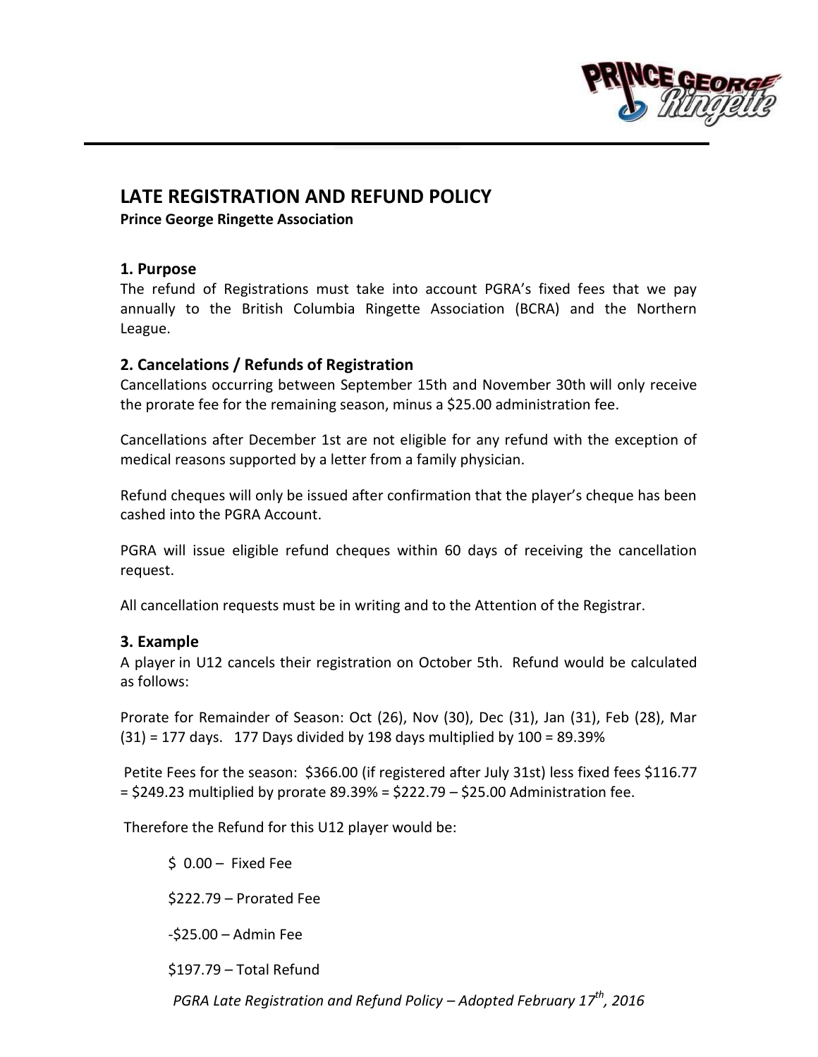# LATE REGISTRATION AND REFUND POLICY

**Prince George Ringette Association**

## 1. Purpose

The refund of Registrations must take into account PGRA's fixed fees that we pay annually to the British Columbia Ringette Association (BCRA) and the Northern League.

## 2. Cancelations / Refunds of Registration

Cancellations occurring between September 15th and November 30th will only receive the prorate fee for the remaining season, minus a $25.00 administration fee.

Cancellations after December 1st are not eligible for any refund with the exception of medical reasons supported by a letter from a family physician.

Refund cheques will only be issued after confirmation that the player's cheque has been cashed into the PGRA Account.

PGRA will issue eligible refund cheques within 60 days of receiving the cancellation request.

All cancellation requests must be in writing and to the Attention of the Registrar.

## 3. Example

A player in U12 cancels their registration on October 5th. Refund would be calculated as follows:

Prorate for Remainder of Season: Oct (26), Nov (30), Dec (31), Jan (31), Feb (28), Mar (31) = 177 days. 177 Days divided by 198 days multiplied by 100 = 89.39%

Petite Fees for the season: $366.00 (if registered after July 31st) less fixed fees $116.77 = $249.23 multiplied by prorate 89.39% = $222.79 – $25.00 Administration fee.

Therefore the Refund for this U12 player would be:

$ 0.00 – Fixed Fee

$222.79 – Prorated Fee

-$25.00 – Admin Fee

$197.79 – Total Refund

*PGRA Late Registration and Refund Policy – Adopted February 17th, 2016*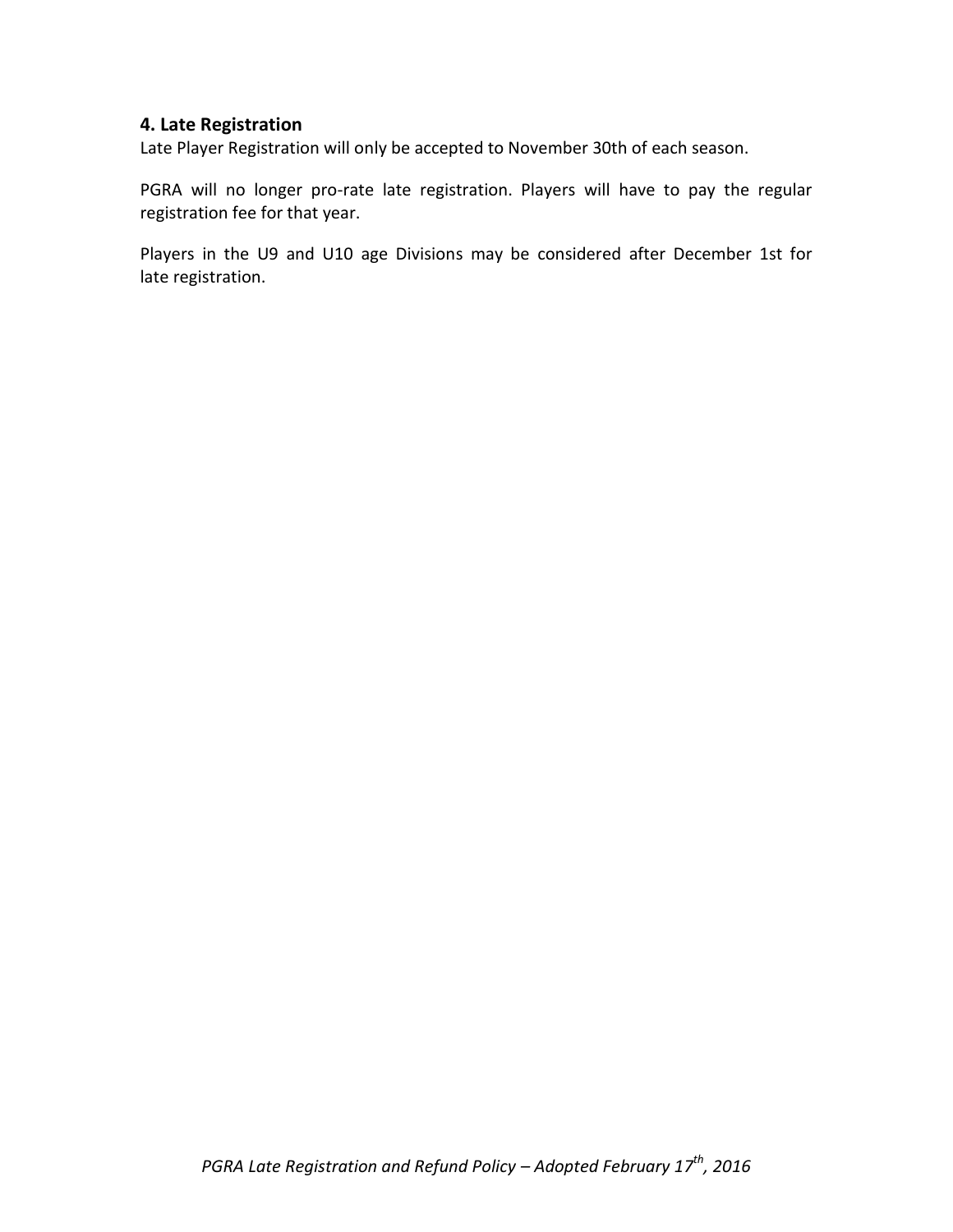## 4. Late Registration

Late Player Registration will only be accepted to November 30th of each season.

PGRA will no longer pro-rate late registration. Players will have to pay the regular registration fee for that year.

Players in the U9 and U10 age Divisions may be considered after December 1st for late registration.